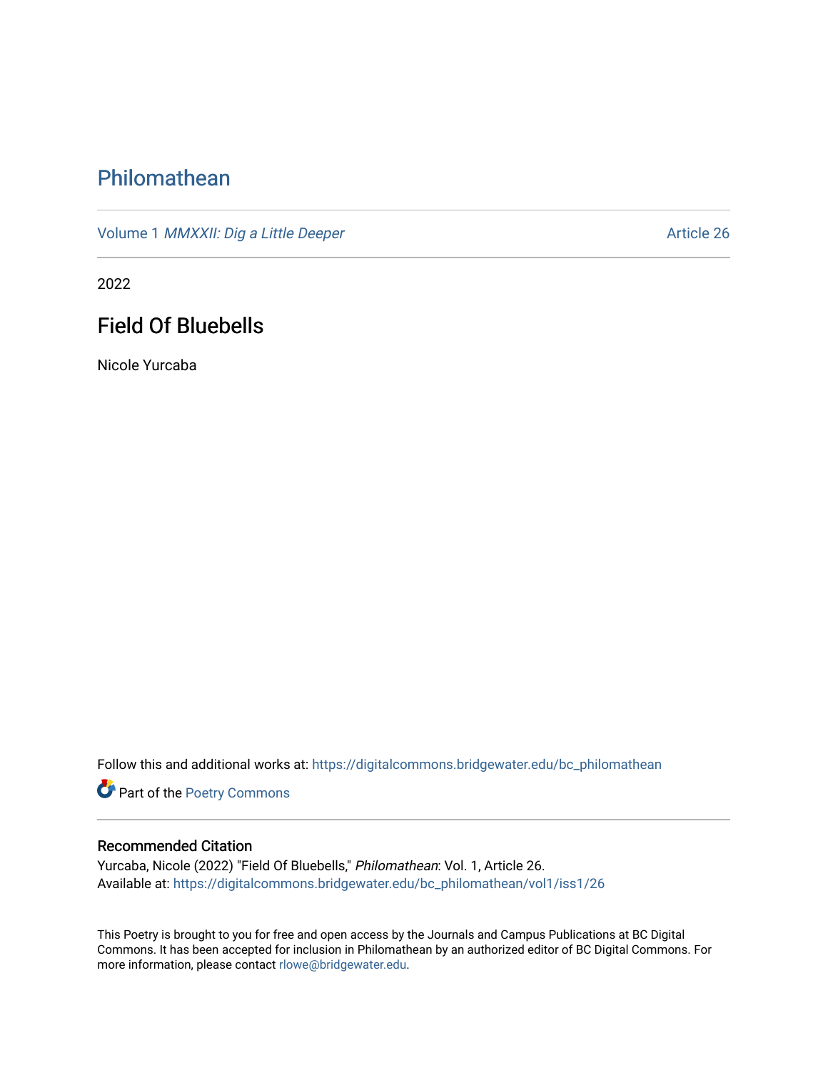# Philomathean

Volume 1 *MMXXII: Dig a Little Deeper* Article 26

2022

## Field Of Bluebells

Nicole Yurcaba

Follow this and additional works at: https://digitalcommons.bridgewater.edu/bc_philomathean

Part of the Poetry Commons

### Recommended Citation

Yurcaba, Nicole (2022) "Field Of Bluebells," *Philomathean*: Vol. 1, Article 26.
Available at: https://digitalcommons.bridgewater.edu/bc_philomathean/vol1/iss1/26

This Poetry is brought to you for free and open access by the Journals and Campus Publications at BC Digital Commons. It has been accepted for inclusion in Philomathean by an authorized editor of BC Digital Commons. For more information, please contact rlowe@bridgewater.edu.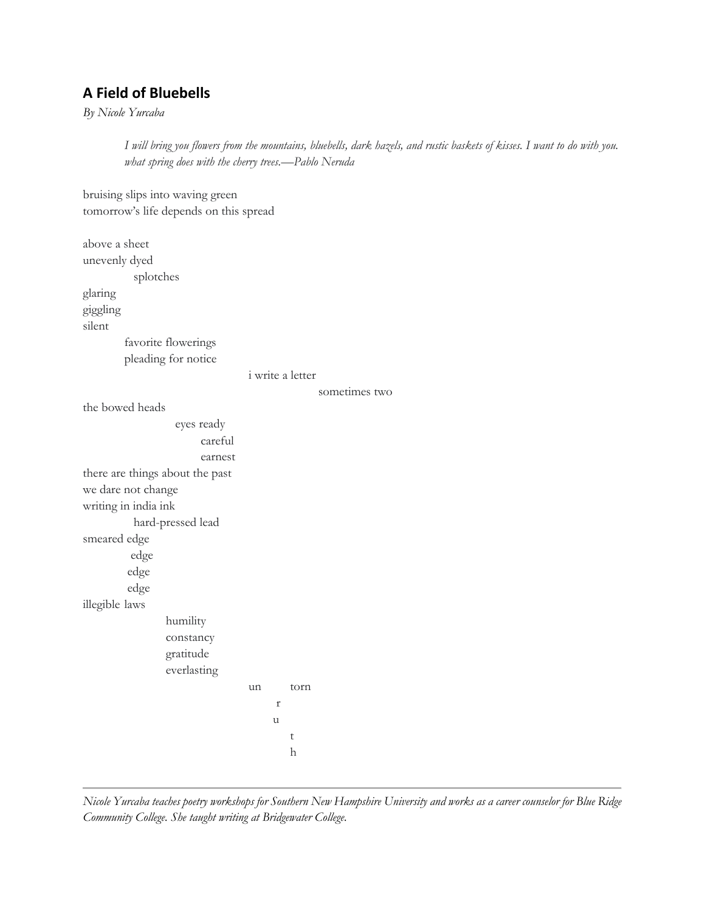## A Field of Bluebells

*By Nicole Yurcaba*

> *I will bring you flowers from the mountains, bluebells, dark hazels, and rustic baskets of kisses. I want to do with you. what spring does with the cherry trees.—Pablo Neruda*

```
bruising slips into waving green
tomorrow's life depends on this spread

above a sheet
unevenly dyed
            splotches
glaring
giggling
silent
          favorite flowerings
          pleading for notice
                                        i write a letter
                                                         sometimes two
the bowed heads
                      eyes ready
                            careful
                            earnest
there are things about the past
we dare not change
writing in india ink
            hard-pressed lead
smeared edge
           edge
          edge
          edge
illegible laws
                    humility
                    constancy
                    gratitude
                    everlasting
                                        un        torn
                                              r
                                             u
                                                 t
                                                 h
```

---

*Nicole Yurcaba teaches poetry workshops for Southern New Hampshire University and works as a career counselor for Blue Ridge Community College. She taught writing at Bridgewater College.*